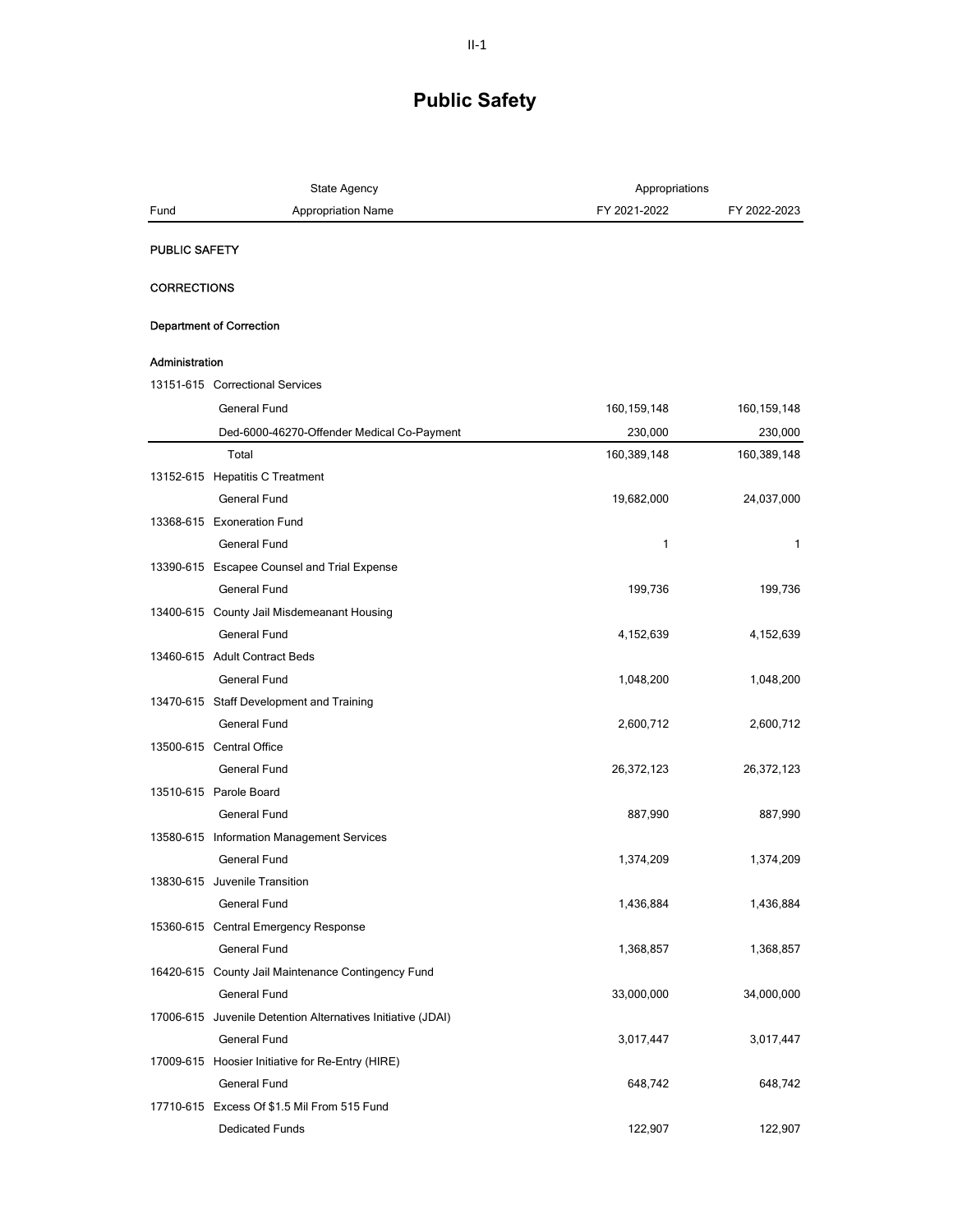# Public Safety

| Fund | State Agency<br>Appropriation Name | Appropriations<br>FY 2021-2022 | FY 2022-2023 |
|---|---|---|---|
| **PUBLIC SAFETY** | | | |
| **CORRECTIONS** | | | |
| **Department of Correction** | | | |
| **Administration** | | | |
| 13151-615 | Correctional Services | | |
| | General Fund | 160,159,148 | 160,159,148 |
| | Ded-6000-46270-Offender Medical Co-Payment | 230,000 | 230,000 |
| | Total | 160,389,148 | 160,389,148 |
| 13152-615 | Hepatitis C Treatment | | |
| | General Fund | 19,682,000 | 24,037,000 |
| 13368-615 | Exoneration Fund | | |
| | General Fund | 1 | 1 |
| 13390-615 | Escapee Counsel and Trial Expense | | |
| | General Fund | 199,736 | 199,736 |
| 13400-615 | County Jail Misdemeanant Housing | | |
| | General Fund | 4,152,639 | 4,152,639 |
| 13460-615 | Adult Contract Beds | | |
| | General Fund | 1,048,200 | 1,048,200 |
| 13470-615 | Staff Development and Training | | |
| | General Fund | 2,600,712 | 2,600,712 |
| 13500-615 | Central Office | | |
| | General Fund | 26,372,123 | 26,372,123 |
| 13510-615 | Parole Board | | |
| | General Fund | 887,990 | 887,990 |
| 13580-615 | Information Management Services | | |
| | General Fund | 1,374,209 | 1,374,209 |
| 13830-615 | Juvenile Transition | | |
| | General Fund | 1,436,884 | 1,436,884 |
| 15360-615 | Central Emergency Response | | |
| | General Fund | 1,368,857 | 1,368,857 |
| 16420-615 | County Jail Maintenance Contingency Fund | | |
| | General Fund | 33,000,000 | 34,000,000 |
| 17006-615 | Juvenile Detention Alternatives Initiative (JDAI) | | |
| | General Fund | 3,017,447 | 3,017,447 |
| 17009-615 | Hoosier Initiative for Re-Entry (HIRE) | | |
| | General Fund | 648,742 | 648,742 |
| 17710-615 | Excess Of $1.5 Mil From 515 Fund | | |
| | Dedicated Funds | 122,907 | 122,907 |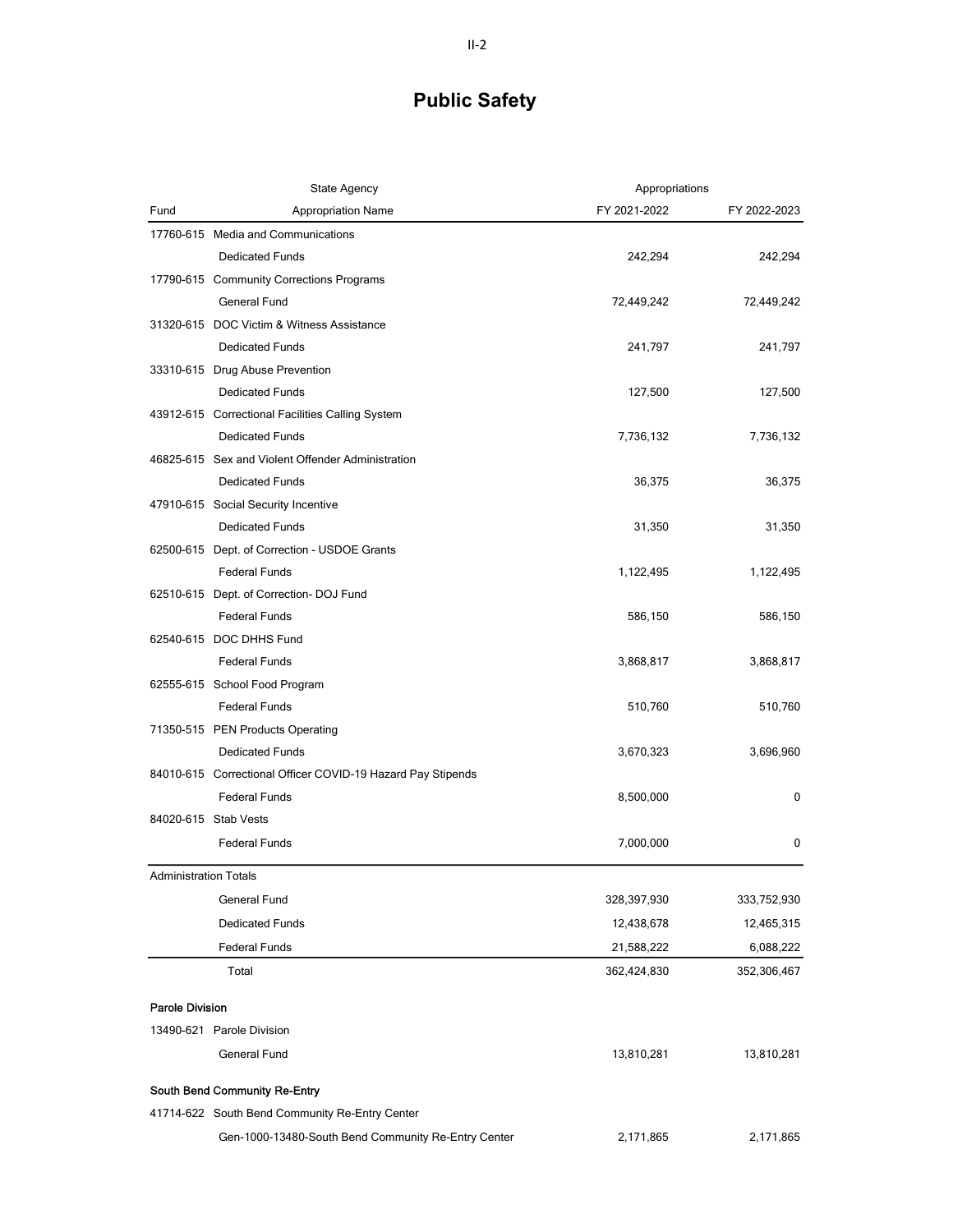# Public Safety

| Fund | State Agency / Appropriation Name | Appropriations FY 2021-2022 | FY 2022-2023 |
|---|---|---|---|
| 17760-615 | Media and Communications | | |
| | Dedicated Funds | 242,294 | 242,294 |
| 17790-615 | Community Corrections Programs | | |
| | General Fund | 72,449,242 | 72,449,242 |
| 31320-615 | DOC Victim & Witness Assistance | | |
| | Dedicated Funds | 241,797 | 241,797 |
| 33310-615 | Drug Abuse Prevention | | |
| | Dedicated Funds | 127,500 | 127,500 |
| 43912-615 | Correctional Facilities Calling System | | |
| | Dedicated Funds | 7,736,132 | 7,736,132 |
| 46825-615 | Sex and Violent Offender Administration | | |
| | Dedicated Funds | 36,375 | 36,375 |
| 47910-615 | Social Security Incentive | | |
| | Dedicated Funds | 31,350 | 31,350 |
| 62500-615 | Dept. of Correction - USDOE Grants | | |
| | Federal Funds | 1,122,495 | 1,122,495 |
| 62510-615 | Dept. of Correction- DOJ Fund | | |
| | Federal Funds | 586,150 | 586,150 |
| 62540-615 | DOC DHHS Fund | | |
| | Federal Funds | 3,868,817 | 3,868,817 |
| 62555-615 | School Food Program | | |
| | Federal Funds | 510,760 | 510,760 |
| 71350-515 | PEN Products Operating | | |
| | Dedicated Funds | 3,670,323 | 3,696,960 |
| 84010-615 | Correctional Officer COVID-19 Hazard Pay Stipends | | |
| | Federal Funds | 8,500,000 | 0 |
| 84020-615 | Stab Vests | | |
| | Federal Funds | 7,000,000 | 0 |
| Administration Totals | | | |
| | General Fund | 328,397,930 | 333,752,930 |
| | Dedicated Funds | 12,438,678 | 12,465,315 |
| | Federal Funds | 21,588,222 | 6,088,222 |
| | Total | 362,424,830 | 352,306,467 |
| **Parole Division** | | | |
| 13490-621 | Parole Division | | |
| | General Fund | 13,810,281 | 13,810,281 |
| **South Bend Community Re-Entry** | | | |
| 41714-622 | South Bend Community Re-Entry Center | | |
| | Gen-1000-13480-South Bend Community Re-Entry Center | 2,171,865 | 2,171,865 |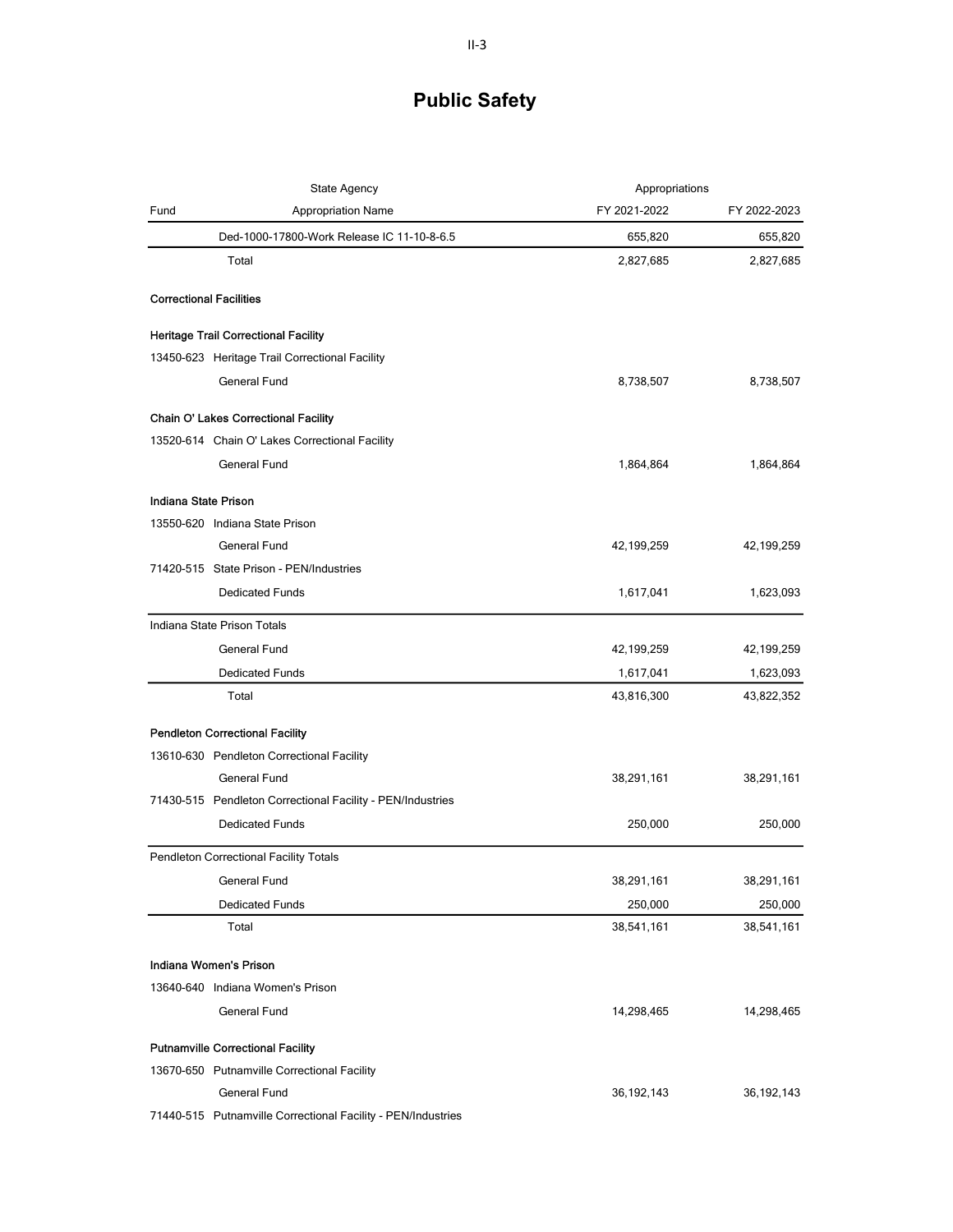# Public Safety

| Fund | State Agency / Appropriation Name | Appropriations FY 2021-2022 | Appropriations FY 2022-2023 |
|---|---|---|---|
| | Ded-1000-17800-Work Release IC 11-10-8-6.5 | 655,820 | 655,820 |
| | Total | 2,827,685 | 2,827,685 |
| **Correctional Facilities** | | | |
| **Heritage Trail Correctional Facility** | | | |
| 13450-623 | Heritage Trail Correctional Facility | | |
| | General Fund | 8,738,507 | 8,738,507 |
| **Chain O' Lakes Correctional Facility** | | | |
| 13520-614 | Chain O' Lakes Correctional Facility | | |
| | General Fund | 1,864,864 | 1,864,864 |
| **Indiana State Prison** | | | |
| 13550-620 | Indiana State Prison | | |
| | General Fund | 42,199,259 | 42,199,259 |
| 71420-515 | State Prison - PEN/Industries | | |
| | Dedicated Funds | 1,617,041 | 1,623,093 |
| Indiana State Prison Totals | | | |
| | General Fund | 42,199,259 | 42,199,259 |
| | Dedicated Funds | 1,617,041 | 1,623,093 |
| | Total | 43,816,300 | 43,822,352 |
| **Pendleton Correctional Facility** | | | |
| 13610-630 | Pendleton Correctional Facility | | |
| | General Fund | 38,291,161 | 38,291,161 |
| 71430-515 | Pendleton Correctional Facility - PEN/Industries | | |
| | Dedicated Funds | 250,000 | 250,000 |
| Pendleton Correctional Facility Totals | | | |
| | General Fund | 38,291,161 | 38,291,161 |
| | Dedicated Funds | 250,000 | 250,000 |
| | Total | 38,541,161 | 38,541,161 |
| **Indiana Women's Prison** | | | |
| 13640-640 | Indiana Women's Prison | | |
| | General Fund | 14,298,465 | 14,298,465 |
| **Putnamville Correctional Facility** | | | |
| 13670-650 | Putnamville Correctional Facility | | |
| | General Fund | 36,192,143 | 36,192,143 |
| 71440-515 | Putnamville Correctional Facility - PEN/Industries | | |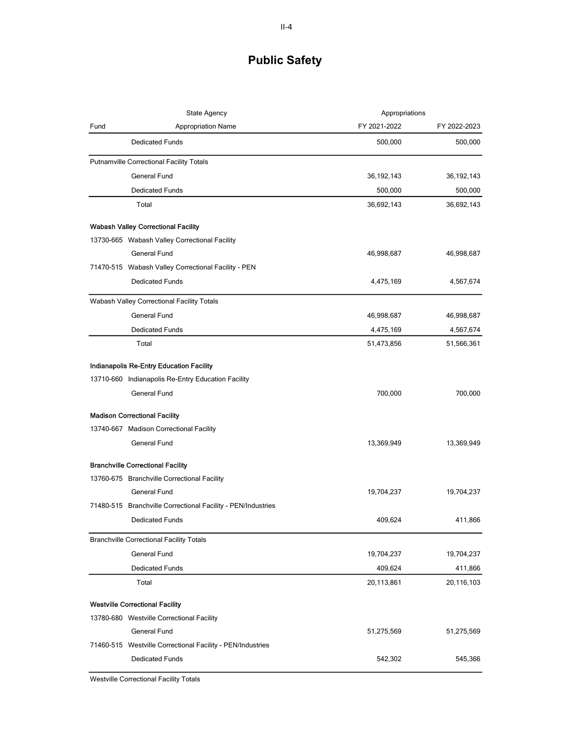# Public Safety

| Fund | State Agency / Appropriation Name | Appropriations FY 2021-2022 | Appropriations FY 2022-2023 |
|---|---|---|---|
| | Dedicated Funds | 500,000 | 500,000 |
| | **Putnamville Correctional Facility Totals** | | |
| | General Fund | 36,192,143 | 36,192,143 |
| | Dedicated Funds | 500,000 | 500,000 |
| | Total | 36,692,143 | 36,692,143 |
| | **Wabash Valley Correctional Facility** | | |
| 13730-665 | Wabash Valley Correctional Facility | | |
| | General Fund | 46,998,687 | 46,998,687 |
| 71470-515 | Wabash Valley Correctional Facility - PEN | | |
| | Dedicated Funds | 4,475,169 | 4,567,674 |
| | **Wabash Valley Correctional Facility Totals** | | |
| | General Fund | 46,998,687 | 46,998,687 |
| | Dedicated Funds | 4,475,169 | 4,567,674 |
| | Total | 51,473,856 | 51,566,361 |
| | **Indianapolis Re-Entry Education Facility** | | |
| 13710-660 | Indianapolis Re-Entry Education Facility | | |
| | General Fund | 700,000 | 700,000 |
| | **Madison Correctional Facility** | | |
| 13740-667 | Madison Correctional Facility | | |
| | General Fund | 13,369,949 | 13,369,949 |
| | **Branchville Correctional Facility** | | |
| 13760-675 | Branchville Correctional Facility | | |
| | General Fund | 19,704,237 | 19,704,237 |
| 71480-515 | Branchville Correctional Facility - PEN/Industries | | |
| | Dedicated Funds | 409,624 | 411,866 |
| | **Branchville Correctional Facility Totals** | | |
| | General Fund | 19,704,237 | 19,704,237 |
| | Dedicated Funds | 409,624 | 411,866 |
| | Total | 20,113,861 | 20,116,103 |
| | **Westville Correctional Facility** | | |
| 13780-680 | Westville Correctional Facility | | |
| | General Fund | 51,275,569 | 51,275,569 |
| 71460-515 | Westville Correctional Facility - PEN/Industries | | |
| | Dedicated Funds | 542,302 | 545,366 |
| | **Westville Correctional Facility Totals** | | |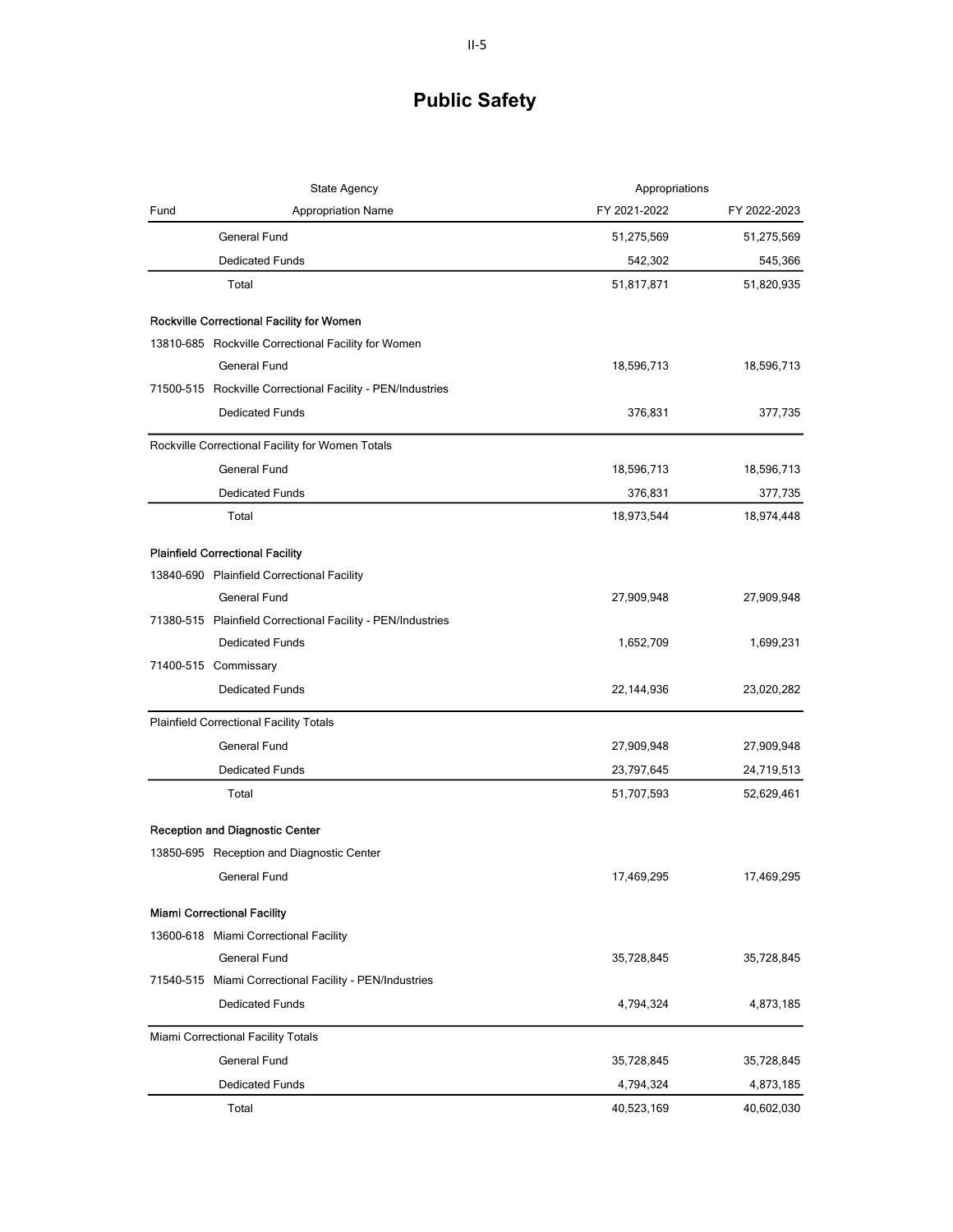# Public Safety

| Fund | State Agency / Appropriation Name | Appropriations FY 2021-2022 | FY 2022-2023 |
|---|---|---|---|
| | General Fund | 51,275,569 | 51,275,569 |
| | Dedicated Funds | 542,302 | 545,366 |
| | Total | 51,817,871 | 51,820,935 |
| **Rockville Correctional Facility for Women** | | | |
| 13810-685 | Rockville Correctional Facility for Women | | |
| | General Fund | 18,596,713 | 18,596,713 |
| 71500-515 | Rockville Correctional Facility - PEN/Industries | | |
| | Dedicated Funds | 376,831 | 377,735 |
| Rockville Correctional Facility for Women Totals | | | |
| | General Fund | 18,596,713 | 18,596,713 |
| | Dedicated Funds | 376,831 | 377,735 |
| | Total | 18,973,544 | 18,974,448 |
| **Plainfield Correctional Facility** | | | |
| 13840-690 | Plainfield Correctional Facility | | |
| | General Fund | 27,909,948 | 27,909,948 |
| 71380-515 | Plainfield Correctional Facility - PEN/Industries | | |
| | Dedicated Funds | 1,652,709 | 1,699,231 |
| 71400-515 | Commissary | | |
| | Dedicated Funds | 22,144,936 | 23,020,282 |
| Plainfield Correctional Facility Totals | | | |
| | General Fund | 27,909,948 | 27,909,948 |
| | Dedicated Funds | 23,797,645 | 24,719,513 |
| | Total | 51,707,593 | 52,629,461 |
| **Reception and Diagnostic Center** | | | |
| 13850-695 | Reception and Diagnostic Center | | |
| | General Fund | 17,469,295 | 17,469,295 |
| **Miami Correctional Facility** | | | |
| 13600-618 | Miami Correctional Facility | | |
| | General Fund | 35,728,845 | 35,728,845 |
| 71540-515 | Miami Correctional Facility - PEN/Industries | | |
| | Dedicated Funds | 4,794,324 | 4,873,185 |
| Miami Correctional Facility Totals | | | |
| | General Fund | 35,728,845 | 35,728,845 |
| | Dedicated Funds | 4,794,324 | 4,873,185 |
| | Total | 40,523,169 | 40,602,030 |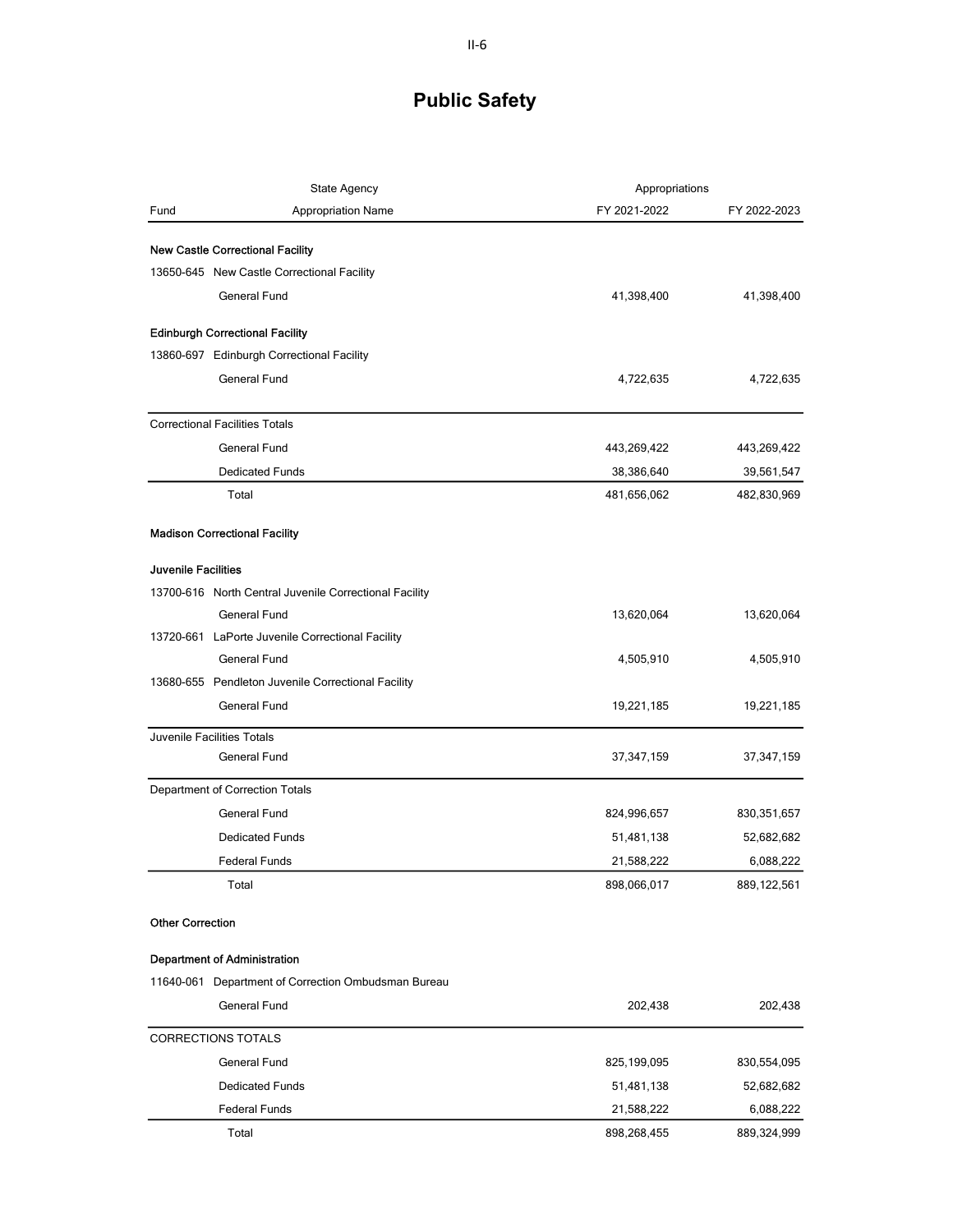# Public Safety

| Fund | State Agency / Appropriation Name | Appropriations FY 2021-2022 | Appropriations FY 2022-2023 |
|---|---|---|---|
| **New Castle Correctional Facility** | | | |
| 13650-645 | New Castle Correctional Facility | | |
| | General Fund | 41,398,400 | 41,398,400 |
| **Edinburgh Correctional Facility** | | | |
| 13860-697 | Edinburgh Correctional Facility | | |
| | General Fund | 4,722,635 | 4,722,635 |
| Correctional Facilities Totals | | | |
| | General Fund | 443,269,422 | 443,269,422 |
| | Dedicated Funds | 38,386,640 | 39,561,547 |
| | Total | 481,656,062 | 482,830,969 |
| **Madison Correctional Facility** | | | |
| **Juvenile Facilities** | | | |
| 13700-616 | North Central Juvenile Correctional Facility | | |
| | General Fund | 13,620,064 | 13,620,064 |
| 13720-661 | LaPorte Juvenile Correctional Facility | | |
| | General Fund | 4,505,910 | 4,505,910 |
| 13680-655 | Pendleton Juvenile Correctional Facility | | |
| | General Fund | 19,221,185 | 19,221,185 |
| Juvenile Facilities Totals | | | |
| | General Fund | 37,347,159 | 37,347,159 |
| Department of Correction Totals | | | |
| | General Fund | 824,996,657 | 830,351,657 |
| | Dedicated Funds | 51,481,138 | 52,682,682 |
| | Federal Funds | 21,588,222 | 6,088,222 |
| | Total | 898,066,017 | 889,122,561 |
| **Other Correction** | | | |
| **Department of Administration** | | | |
| 11640-061 | Department of Correction Ombudsman Bureau | | |
| | General Fund | 202,438 | 202,438 |
| CORRECTIONS TOTALS | | | |
| | General Fund | 825,199,095 | 830,554,095 |
| | Dedicated Funds | 51,481,138 | 52,682,682 |
| | Federal Funds | 21,588,222 | 6,088,222 |
| | Total | 898,268,455 | 889,324,999 |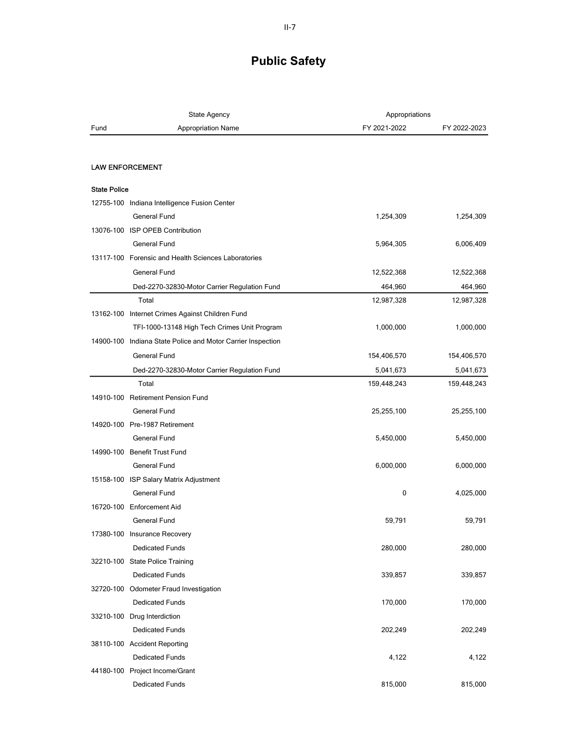# Public Safety

| Fund | State Agency / Appropriation Name | Appropriations FY 2021-2022 | FY 2022-2023 |
|---|---|---|---|
| **LAW ENFORCEMENT** | | | |
| **State Police** | | | |
| 12755-100 | Indiana Intelligence Fusion Center | | |
| | General Fund | 1,254,309 | 1,254,309 |
| 13076-100 | ISP OPEB Contribution | | |
| | General Fund | 5,964,305 | 6,006,409 |
| 13117-100 | Forensic and Health Sciences Laboratories | | |
| | General Fund | 12,522,368 | 12,522,368 |
| | Ded-2270-32830-Motor Carrier Regulation Fund | 464,960 | 464,960 |
| | Total | 12,987,328 | 12,987,328 |
| 13162-100 | Internet Crimes Against Children Fund | | |
| | TFI-1000-13148 High Tech Crimes Unit Program | 1,000,000 | 1,000,000 |
| 14900-100 | Indiana State Police and Motor Carrier Inspection | | |
| | General Fund | 154,406,570 | 154,406,570 |
| | Ded-2270-32830-Motor Carrier Regulation Fund | 5,041,673 | 5,041,673 |
| | Total | 159,448,243 | 159,448,243 |
| 14910-100 | Retirement Pension Fund | | |
| | General Fund | 25,255,100 | 25,255,100 |
| 14920-100 | Pre-1987 Retirement | | |
| | General Fund | 5,450,000 | 5,450,000 |
| 14990-100 | Benefit Trust Fund | | |
| | General Fund | 6,000,000 | 6,000,000 |
| 15158-100 | ISP Salary Matrix Adjustment | | |
| | General Fund | 0 | 4,025,000 |
| 16720-100 | Enforcement Aid | | |
| | General Fund | 59,791 | 59,791 |
| 17380-100 | Insurance Recovery | | |
| | Dedicated Funds | 280,000 | 280,000 |
| 32210-100 | State Police Training | | |
| | Dedicated Funds | 339,857 | 339,857 |
| 32720-100 | Odometer Fraud Investigation | | |
| | Dedicated Funds | 170,000 | 170,000 |
| 33210-100 | Drug Interdiction | | |
| | Dedicated Funds | 202,249 | 202,249 |
| 38110-100 | Accident Reporting | | |
| | Dedicated Funds | 4,122 | 4,122 |
| 44180-100 | Project Income/Grant | | |
| | Dedicated Funds | 815,000 | 815,000 |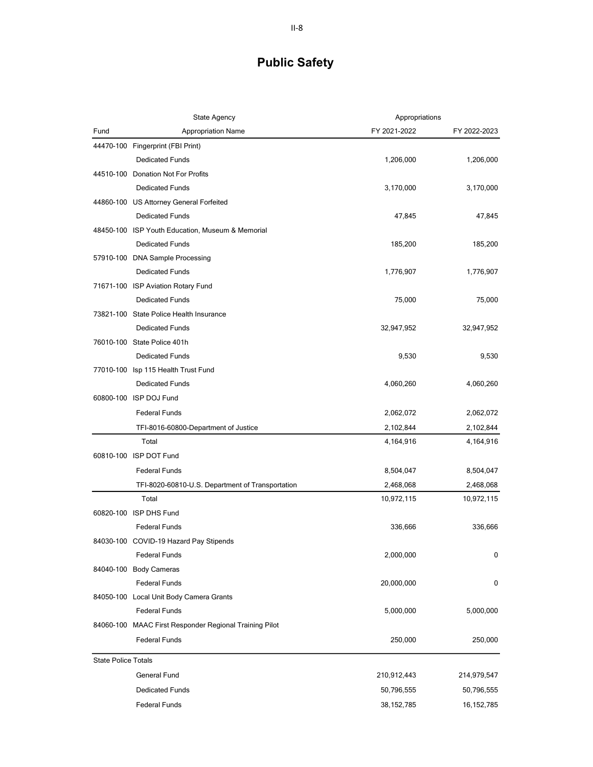# Public Safety

| Fund | State Agency<br>Appropriation Name | Appropriations<br>FY 2021-2022 | FY 2022-2023 |
|---|---|---|---|
| 44470-100 | Fingerprint (FBI Print) | | |
| | Dedicated Funds | 1,206,000 | 1,206,000 |
| 44510-100 | Donation Not For Profits | | |
| | Dedicated Funds | 3,170,000 | 3,170,000 |
| 44860-100 | US Attorney General Forfeited | | |
| | Dedicated Funds | 47,845 | 47,845 |
| 48450-100 | ISP Youth Education, Museum & Memorial | | |
| | Dedicated Funds | 185,200 | 185,200 |
| 57910-100 | DNA Sample Processing | | |
| | Dedicated Funds | 1,776,907 | 1,776,907 |
| 71671-100 | ISP Aviation Rotary Fund | | |
| | Dedicated Funds | 75,000 | 75,000 |
| 73821-100 | State Police Health Insurance | | |
| | Dedicated Funds | 32,947,952 | 32,947,952 |
| 76010-100 | State Police 401h | | |
| | Dedicated Funds | 9,530 | 9,530 |
| 77010-100 | Isp 115 Health Trust Fund | | |
| | Dedicated Funds | 4,060,260 | 4,060,260 |
| 60800-100 | ISP DOJ Fund | | |
| | Federal Funds | 2,062,072 | 2,062,072 |
| | TFI-8016-60800-Department of Justice | 2,102,844 | 2,102,844 |
| | Total | 4,164,916 | 4,164,916 |
| 60810-100 | ISP DOT Fund | | |
| | Federal Funds | 8,504,047 | 8,504,047 |
| | TFI-8020-60810-U.S. Department of Transportation | 2,468,068 | 2,468,068 |
| | Total | 10,972,115 | 10,972,115 |
| 60820-100 | ISP DHS Fund | | |
| | Federal Funds | 336,666 | 336,666 |
| 84030-100 | COVID-19 Hazard Pay Stipends | | |
| | Federal Funds | 2,000,000 | 0 |
| 84040-100 | Body Cameras | | |
| | Federal Funds | 20,000,000 | 0 |
| 84050-100 | Local Unit Body Camera Grants | | |
| | Federal Funds | 5,000,000 | 5,000,000 |
| 84060-100 | MAAC First Responder Regional Training Pilot | | |
| | Federal Funds | 250,000 | 250,000 |
| State Police Totals | | | |
| | General Fund | 210,912,443 | 214,979,547 |
| | Dedicated Funds | 50,796,555 | 50,796,555 |
| | Federal Funds | 38,152,785 | 16,152,785 |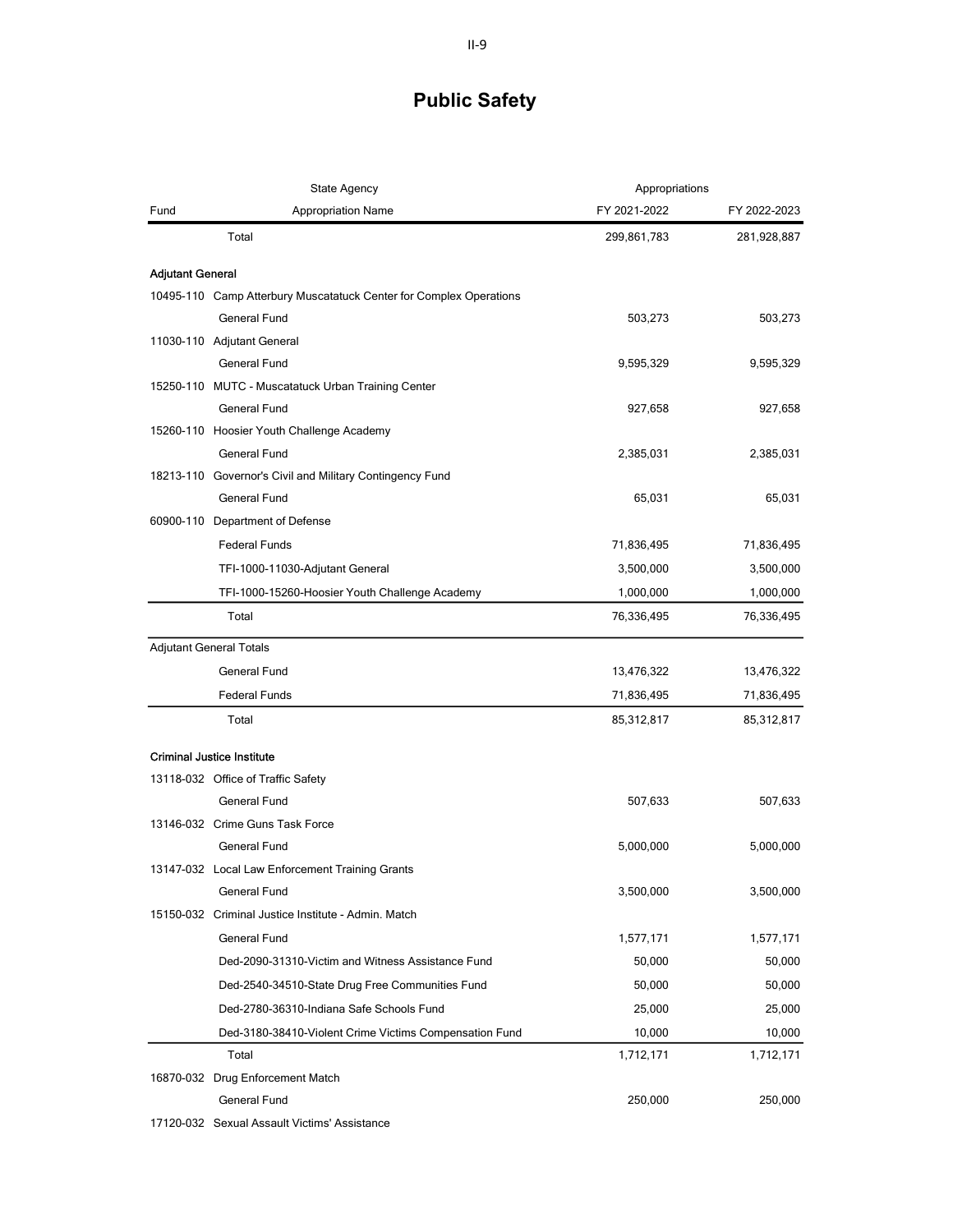# Public Safety

| Fund | State Agency / Appropriation Name | Appropriations FY 2021-2022 | FY 2022-2023 |
|---|---|---|---|
| | Total | 299,861,783 | 281,928,887 |
| **Adjutant General** | | | |
| 10495-110 | Camp Atterbury Muscatatuck Center for Complex Operations | | |
| | General Fund | 503,273 | 503,273 |
| 11030-110 | Adjutant General | | |
| | General Fund | 9,595,329 | 9,595,329 |
| 15250-110 | MUTC - Muscatatuck Urban Training Center | | |
| | General Fund | 927,658 | 927,658 |
| 15260-110 | Hoosier Youth Challenge Academy | | |
| | General Fund | 2,385,031 | 2,385,031 |
| 18213-110 | Governor's Civil and Military Contingency Fund | | |
| | General Fund | 65,031 | 65,031 |
| 60900-110 | Department of Defense | | |
| | Federal Funds | 71,836,495 | 71,836,495 |
| | TFI-1000-11030-Adjutant General | 3,500,000 | 3,500,000 |
| | TFI-1000-15260-Hoosier Youth Challenge Academy | 1,000,000 | 1,000,000 |
| | Total | 76,336,495 | 76,336,495 |
| Adjutant General Totals | | | |
| | General Fund | 13,476,322 | 13,476,322 |
| | Federal Funds | 71,836,495 | 71,836,495 |
| | Total | 85,312,817 | 85,312,817 |
| **Criminal Justice Institute** | | | |
| 13118-032 | Office of Traffic Safety | | |
| | General Fund | 507,633 | 507,633 |
| 13146-032 | Crime Guns Task Force | | |
| | General Fund | 5,000,000 | 5,000,000 |
| 13147-032 | Local Law Enforcement Training Grants | | |
| | General Fund | 3,500,000 | 3,500,000 |
| 15150-032 | Criminal Justice Institute - Admin. Match | | |
| | General Fund | 1,577,171 | 1,577,171 |
| | Ded-2090-31310-Victim and Witness Assistance Fund | 50,000 | 50,000 |
| | Ded-2540-34510-State Drug Free Communities Fund | 50,000 | 50,000 |
| | Ded-2780-36310-Indiana Safe Schools Fund | 25,000 | 25,000 |
| | Ded-3180-38410-Violent Crime Victims Compensation Fund | 10,000 | 10,000 |
| | Total | 1,712,171 | 1,712,171 |
| 16870-032 | Drug Enforcement Match | | |
| | General Fund | 250,000 | 250,000 |
| 17120-032 | Sexual Assault Victims' Assistance | | |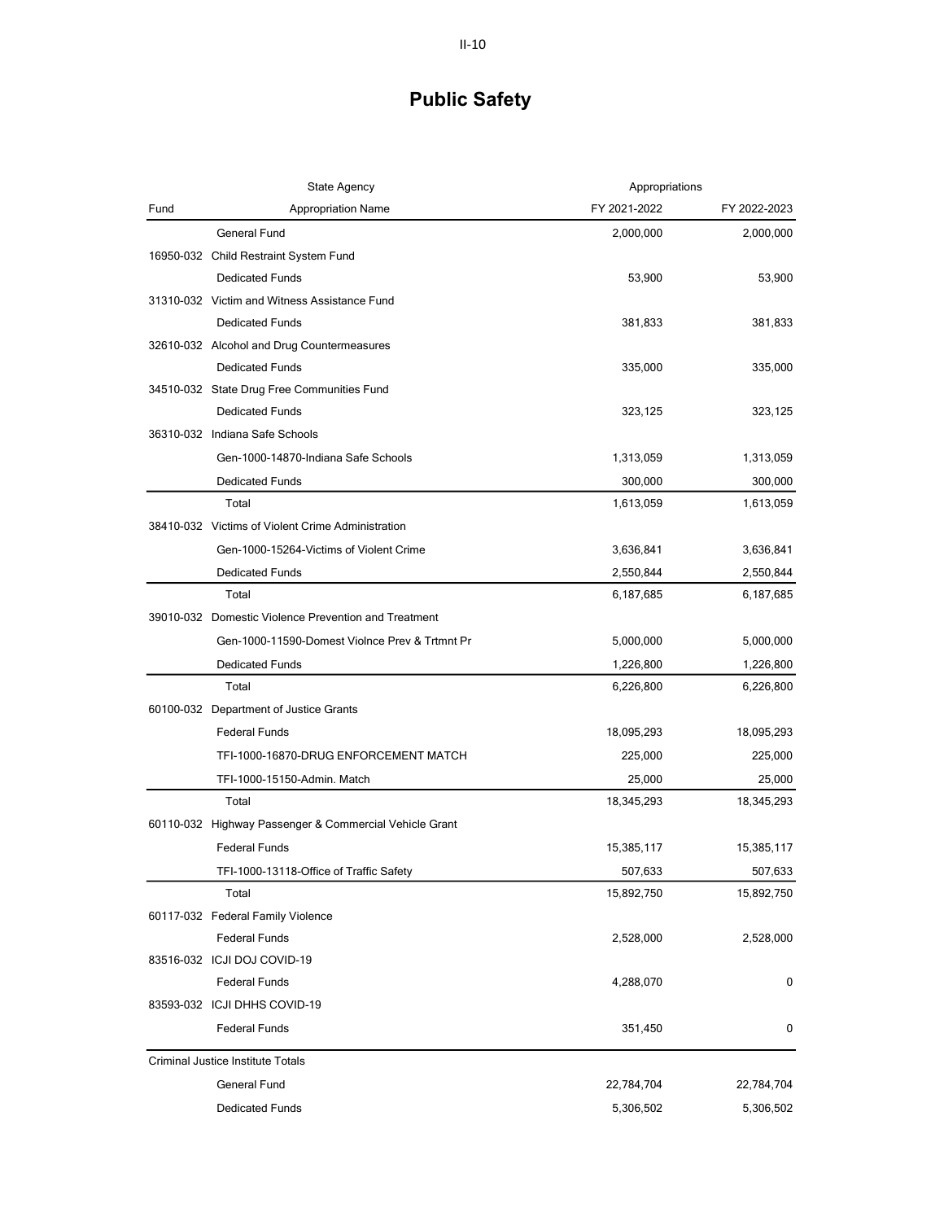# Public Safety

| Fund | State Agency / Appropriation Name | Appropriations FY 2021-2022 | FY 2022-2023 |
|---|---|---|---|
| | General Fund | 2,000,000 | 2,000,000 |
| 16950-032 | Child Restraint System Fund | | |
| | Dedicated Funds | 53,900 | 53,900 |
| 31310-032 | Victim and Witness Assistance Fund | | |
| | Dedicated Funds | 381,833 | 381,833 |
| 32610-032 | Alcohol and Drug Countermeasures | | |
| | Dedicated Funds | 335,000 | 335,000 |
| 34510-032 | State Drug Free Communities Fund | | |
| | Dedicated Funds | 323,125 | 323,125 |
| 36310-032 | Indiana Safe Schools | | |
| | Gen-1000-14870-Indiana Safe Schools | 1,313,059 | 1,313,059 |
| | Dedicated Funds | 300,000 | 300,000 |
| | Total | 1,613,059 | 1,613,059 |
| 38410-032 | Victims of Violent Crime Administration | | |
| | Gen-1000-15264-Victims of Violent Crime | 3,636,841 | 3,636,841 |
| | Dedicated Funds | 2,550,844 | 2,550,844 |
| | Total | 6,187,685 | 6,187,685 |
| 39010-032 | Domestic Violence Prevention and Treatment | | |
| | Gen-1000-11590-Domest Violnce Prev & Trtmnt Pr | 5,000,000 | 5,000,000 |
| | Dedicated Funds | 1,226,800 | 1,226,800 |
| | Total | 6,226,800 | 6,226,800 |
| 60100-032 | Department of Justice Grants | | |
| | Federal Funds | 18,095,293 | 18,095,293 |
| | TFI-1000-16870-DRUG ENFORCEMENT MATCH | 225,000 | 225,000 |
| | TFI-1000-15150-Admin. Match | 25,000 | 25,000 |
| | Total | 18,345,293 | 18,345,293 |
| 60110-032 | Highway Passenger & Commercial Vehicle Grant | | |
| | Federal Funds | 15,385,117 | 15,385,117 |
| | TFI-1000-13118-Office of Traffic Safety | 507,633 | 507,633 |
| | Total | 15,892,750 | 15,892,750 |
| 60117-032 | Federal Family Violence | | |
| | Federal Funds | 2,528,000 | 2,528,000 |
| 83516-032 | ICJI DOJ COVID-19 | | |
| | Federal Funds | 4,288,070 | 0 |
| 83593-032 | ICJI DHHS COVID-19 | | |
| | Federal Funds | 351,450 | 0 |
| Criminal Justice Institute Totals | | | |
| | General Fund | 22,784,704 | 22,784,704 |
| | Dedicated Funds | 5,306,502 | 5,306,502 |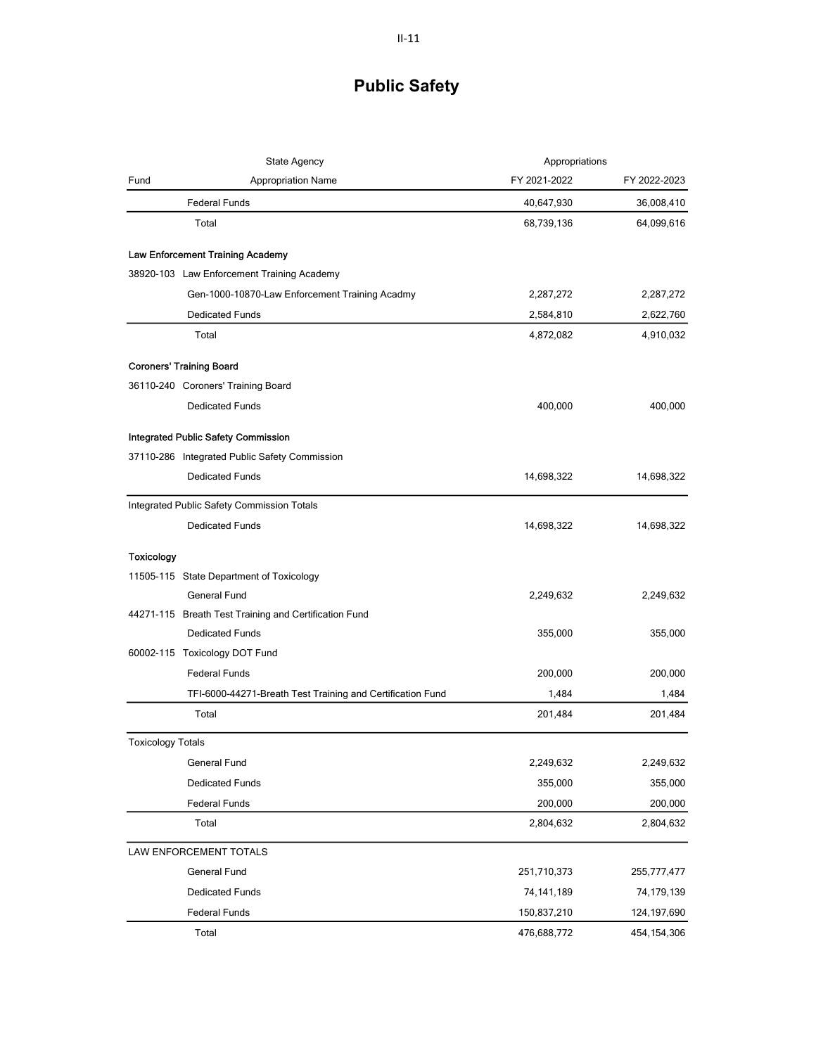# Public Safety

| Fund | State Agency / Appropriation Name | FY 2021-2022 | FY 2022-2023 |
|---|---|---|---|
| | Federal Funds | 40,647,930 | 36,008,410 |
| | Total | 68,739,136 | 64,099,616 |
| | **Law Enforcement Training Academy** | | |
| 38920-103 | Law Enforcement Training Academy | | |
| | Gen-1000-10870-Law Enforcement Training Acadmy | 2,287,272 | 2,287,272 |
| | Dedicated Funds | 2,584,810 | 2,622,760 |
| | Total | 4,872,082 | 4,910,032 |
| | **Coroners' Training Board** | | |
| 36110-240 | Coroners' Training Board | | |
| | Dedicated Funds | 400,000 | 400,000 |
| | **Integrated Public Safety Commission** | | |
| 37110-286 | Integrated Public Safety Commission | | |
| | Dedicated Funds | 14,698,322 | 14,698,322 |
| | Integrated Public Safety Commission Totals | | |
| | Dedicated Funds | 14,698,322 | 14,698,322 |
| | **Toxicology** | | |
| 11505-115 | State Department of Toxicology | | |
| | General Fund | 2,249,632 | 2,249,632 |
| 44271-115 | Breath Test Training and Certification Fund | | |
| | Dedicated Funds | 355,000 | 355,000 |
| 60002-115 | Toxicology DOT Fund | | |
| | Federal Funds | 200,000 | 200,000 |
| | TFI-6000-44271-Breath Test Training and Certification Fund | 1,484 | 1,484 |
| | Total | 201,484 | 201,484 |
| | Toxicology Totals | | |
| | General Fund | 2,249,632 | 2,249,632 |
| | Dedicated Funds | 355,000 | 355,000 |
| | Federal Funds | 200,000 | 200,000 |
| | Total | 2,804,632 | 2,804,632 |
| | LAW ENFORCEMENT TOTALS | | |
| | General Fund | 251,710,373 | 255,777,477 |
| | Dedicated Funds | 74,141,189 | 74,179,139 |
| | Federal Funds | 150,837,210 | 124,197,690 |
| | Total | 476,688,772 | 454,154,306 |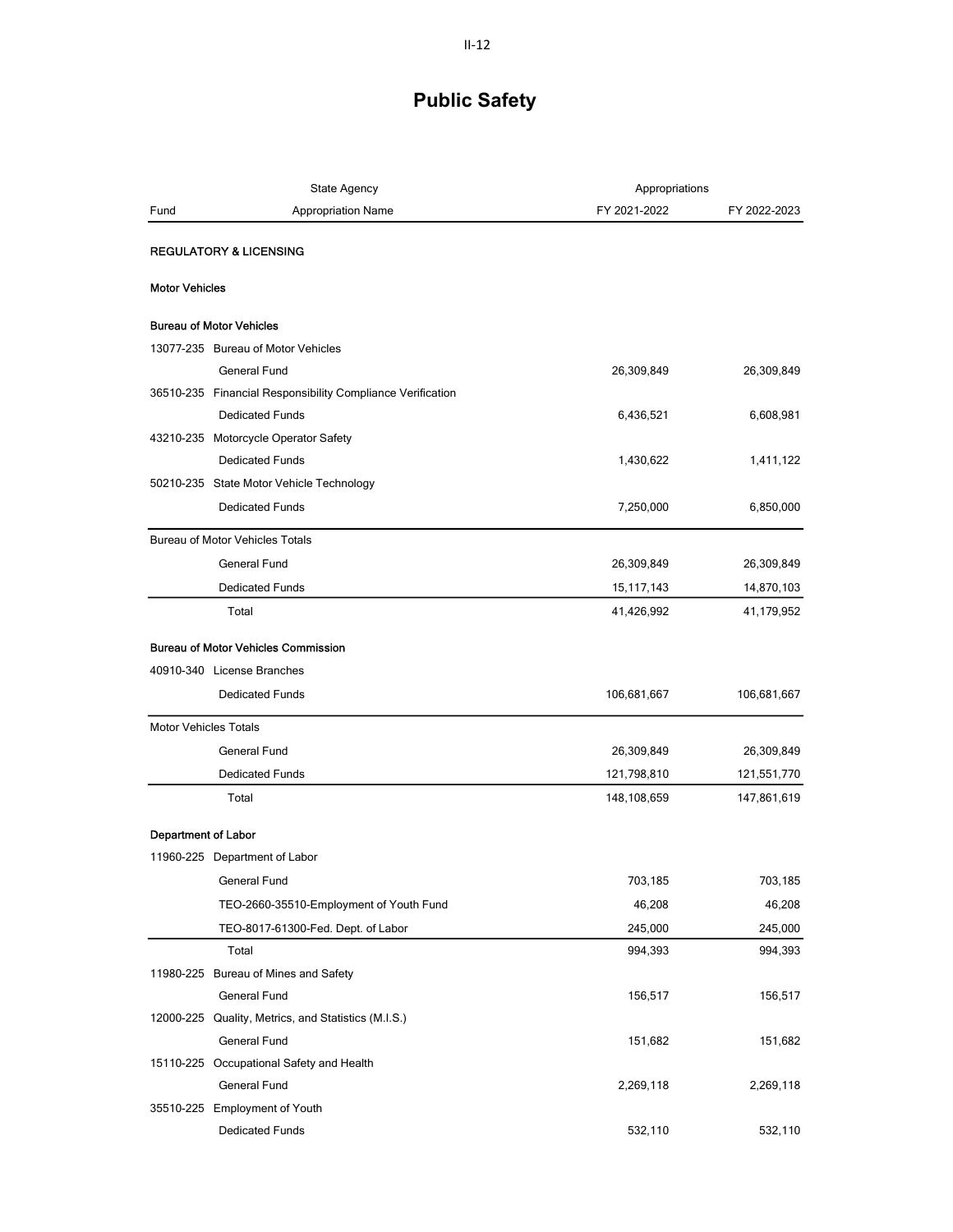# Public Safety

| State Agency | | Appropriations | |
|---|---|---|---|
| Fund | Appropriation Name | FY 2021-2022 | FY 2022-2023 |
| **REGULATORY & LICENSING** | | | |
| **Motor Vehicles** | | | |
| **Bureau of Motor Vehicles** | | | |
| 13077-235 | Bureau of Motor Vehicles | | |
| | General Fund | 26,309,849 | 26,309,849 |
| 36510-235 | Financial Responsibility Compliance Verification | | |
| | Dedicated Funds | 6,436,521 | 6,608,981 |
| 43210-235 | Motorcycle Operator Safety | | |
| | Dedicated Funds | 1,430,622 | 1,411,122 |
| 50210-235 | State Motor Vehicle Technology | | |
| | Dedicated Funds | 7,250,000 | 6,850,000 |
| Bureau of Motor Vehicles Totals | | | |
| | General Fund | 26,309,849 | 26,309,849 |
| | Dedicated Funds | 15,117,143 | 14,870,103 |
| | Total | 41,426,992 | 41,179,952 |
| **Bureau of Motor Vehicles Commission** | | | |
| 40910-340 | License Branches | | |
| | Dedicated Funds | 106,681,667 | 106,681,667 |
| Motor Vehicles Totals | | | |
| | General Fund | 26,309,849 | 26,309,849 |
| | Dedicated Funds | 121,798,810 | 121,551,770 |
| | Total | 148,108,659 | 147,861,619 |
| **Department of Labor** | | | |
| 11960-225 | Department of Labor | | |
| | General Fund | 703,185 | 703,185 |
| | TEO-2660-35510-Employment of Youth Fund | 46,208 | 46,208 |
| | TEO-8017-61300-Fed. Dept. of Labor | 245,000 | 245,000 |
| | Total | 994,393 | 994,393 |
| 11980-225 | Bureau of Mines and Safety | | |
| | General Fund | 156,517 | 156,517 |
| 12000-225 | Quality, Metrics, and Statistics (M.I.S.) | | |
| | General Fund | 151,682 | 151,682 |
| 15110-225 | Occupational Safety and Health | | |
| | General Fund | 2,269,118 | 2,269,118 |
| 35510-225 | Employment of Youth | | |
| | Dedicated Funds | 532,110 | 532,110 |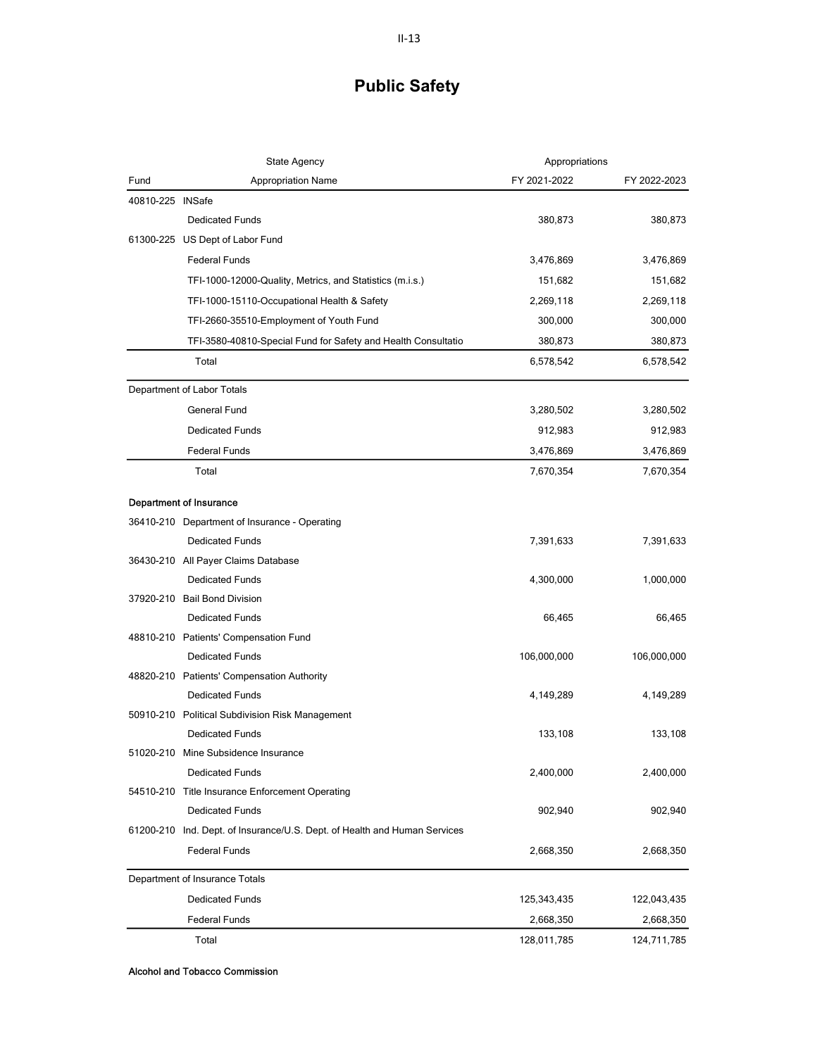# Public Safety

| Fund | State Agency / Appropriation Name | Appropriations FY 2021-2022 | Appropriations FY 2022-2023 |
|---|---|---|---|
| 40810-225 | INSafe | | |
| | Dedicated Funds | 380,873 | 380,873 |
| 61300-225 | US Dept of Labor Fund | | |
| | Federal Funds | 3,476,869 | 3,476,869 |
| | TFI-1000-12000-Quality, Metrics, and Statistics (m.i.s.) | 151,682 | 151,682 |
| | TFI-1000-15110-Occupational Health & Safety | 2,269,118 | 2,269,118 |
| | TFI-2660-35510-Employment of Youth Fund | 300,000 | 300,000 |
| | TFI-3580-40810-Special Fund for Safety and Health Consultatio | 380,873 | 380,873 |
| | Total | 6,578,542 | 6,578,542 |
| | **Department of Labor Totals** | | |
| | General Fund | 3,280,502 | 3,280,502 |
| | Dedicated Funds | 912,983 | 912,983 |
| | Federal Funds | 3,476,869 | 3,476,869 |
| | Total | 7,670,354 | 7,670,354 |
| | **Department of Insurance** | | |
| 36410-210 | Department of Insurance - Operating | | |
| | Dedicated Funds | 7,391,633 | 7,391,633 |
| 36430-210 | All Payer Claims Database | | |
| | Dedicated Funds | 4,300,000 | 1,000,000 |
| 37920-210 | Bail Bond Division | | |
| | Dedicated Funds | 66,465 | 66,465 |
| 48810-210 | Patients' Compensation Fund | | |
| | Dedicated Funds | 106,000,000 | 106,000,000 |
| 48820-210 | Patients' Compensation Authority | | |
| | Dedicated Funds | 4,149,289 | 4,149,289 |
| 50910-210 | Political Subdivision Risk Management | | |
| | Dedicated Funds | 133,108 | 133,108 |
| 51020-210 | Mine Subsidence Insurance | | |
| | Dedicated Funds | 2,400,000 | 2,400,000 |
| 54510-210 | Title Insurance Enforcement Operating | | |
| | Dedicated Funds | 902,940 | 902,940 |
| 61200-210 | Ind. Dept. of Insurance/U.S. Dept. of Health and Human Services | | |
| | Federal Funds | 2,668,350 | 2,668,350 |
| | **Department of Insurance Totals** | | |
| | Dedicated Funds | 125,343,435 | 122,043,435 |
| | Federal Funds | 2,668,350 | 2,668,350 |
| | Total | 128,011,785 | 124,711,785 |

**Alcohol and Tobacco Commission**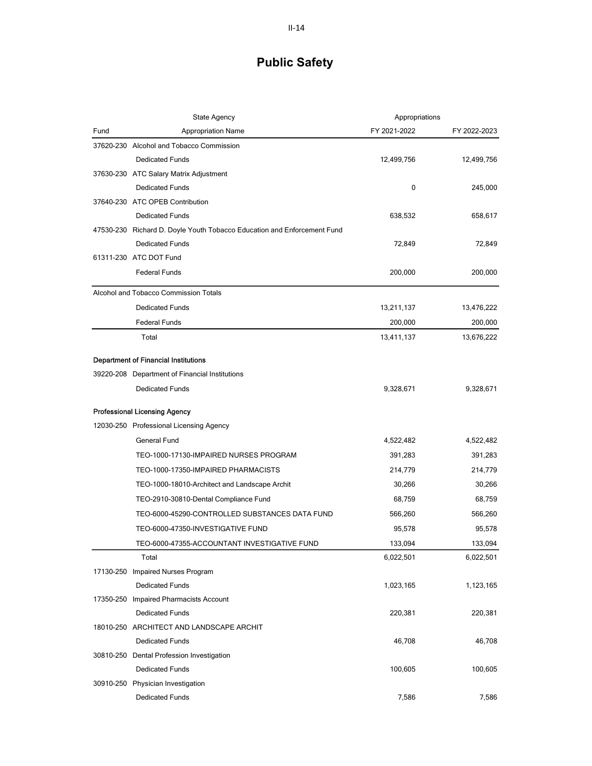# Public Safety

| Fund | State Agency / Appropriation Name | Appropriations FY 2021-2022 | FY 2022-2023 |
|---|---|---|---|
| 37620-230 | Alcohol and Tobacco Commission | | |
| | Dedicated Funds | 12,499,756 | 12,499,756 |
| 37630-230 | ATC Salary Matrix Adjustment | | |
| | Dedicated Funds | 0 | 245,000 |
| 37640-230 | ATC OPEB Contribution | | |
| | Dedicated Funds | 638,532 | 658,617 |
| 47530-230 | Richard D. Doyle Youth Tobacco Education and Enforcement Fund | | |
| | Dedicated Funds | 72,849 | 72,849 |
| 61311-230 | ATC DOT Fund | | |
| | Federal Funds | 200,000 | 200,000 |
| | Alcohol and Tobacco Commission Totals | | |
| | Dedicated Funds | 13,211,137 | 13,476,222 |
| | Federal Funds | 200,000 | 200,000 |
| | Total | 13,411,137 | 13,676,222 |
| | **Department of Financial Institutions** | | |
| 39220-208 | Department of Financial Institutions | | |
| | Dedicated Funds | 9,328,671 | 9,328,671 |
| | **Professional Licensing Agency** | | |
| 12030-250 | Professional Licensing Agency | | |
| | General Fund | 4,522,482 | 4,522,482 |
| | TEO-1000-17130-IMPAIRED NURSES PROGRAM | 391,283 | 391,283 |
| | TEO-1000-17350-IMPAIRED PHARMACISTS | 214,779 | 214,779 |
| | TEO-1000-18010-Architect and Landscape Archit | 30,266 | 30,266 |
| | TEO-2910-30810-Dental Compliance Fund | 68,759 | 68,759 |
| | TEO-6000-45290-CONTROLLED SUBSTANCES DATA FUND | 566,260 | 566,260 |
| | TEO-6000-47350-INVESTIGATIVE FUND | 95,578 | 95,578 |
| | TEO-6000-47355-ACCOUNTANT INVESTIGATIVE FUND | 133,094 | 133,094 |
| | Total | 6,022,501 | 6,022,501 |
| 17130-250 | Impaired Nurses Program | | |
| | Dedicated Funds | 1,023,165 | 1,123,165 |
| 17350-250 | Impaired Pharmacists Account | | |
| | Dedicated Funds | 220,381 | 220,381 |
| 18010-250 | ARCHITECT AND LANDSCAPE ARCHIT | | |
| | Dedicated Funds | 46,708 | 46,708 |
| 30810-250 | Dental Profession Investigation | | |
| | Dedicated Funds | 100,605 | 100,605 |
| 30910-250 | Physician Investigation | | |
| | Dedicated Funds | 7,586 | 7,586 |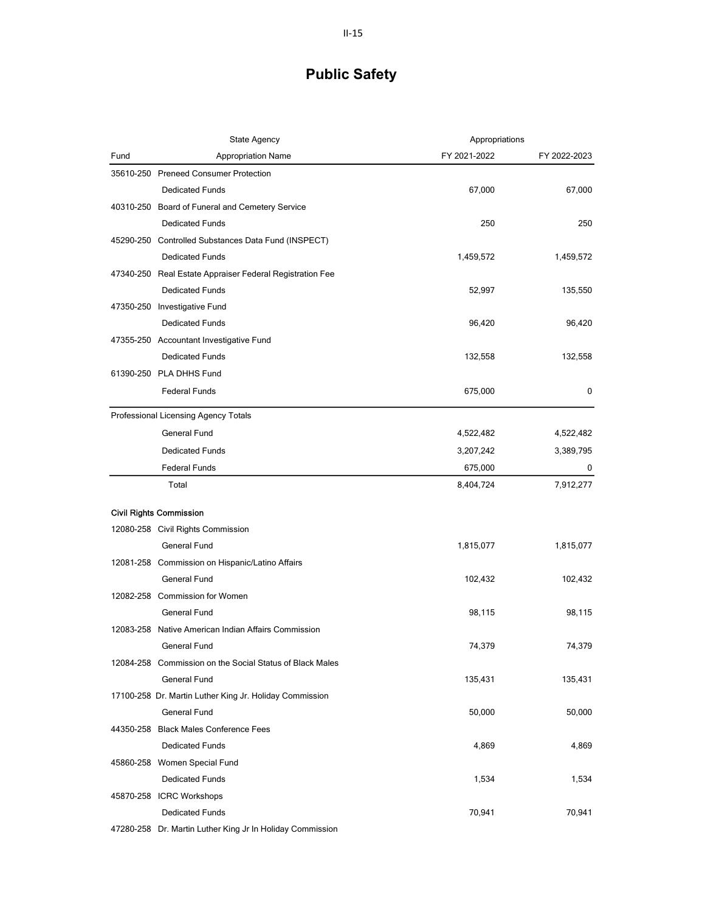# Public Safety

| Fund | State Agency / Appropriation Name | Appropriations FY 2021-2022 | FY 2022-2023 |
|---|---|---|---|
| 35610-250 | Preneed Consumer Protection | | |
| | Dedicated Funds | 67,000 | 67,000 |
| 40310-250 | Board of Funeral and Cemetery Service | | |
| | Dedicated Funds | 250 | 250 |
| 45290-250 | Controlled Substances Data Fund (INSPECT) | | |
| | Dedicated Funds | 1,459,572 | 1,459,572 |
| 47340-250 | Real Estate Appraiser Federal Registration Fee | | |
| | Dedicated Funds | 52,997 | 135,550 |
| 47350-250 | Investigative Fund | | |
| | Dedicated Funds | 96,420 | 96,420 |
| 47355-250 | Accountant Investigative Fund | | |
| | Dedicated Funds | 132,558 | 132,558 |
| 61390-250 | PLA DHHS Fund | | |
| | Federal Funds | 675,000 | 0 |
| Professional Licensing Agency Totals | | | |
| | General Fund | 4,522,482 | 4,522,482 |
| | Dedicated Funds | 3,207,242 | 3,389,795 |
| | Federal Funds | 675,000 | 0 |
| | Total | 8,404,724 | 7,912,277 |
| **Civil Rights Commission** | | | |
| 12080-258 | Civil Rights Commission | | |
| | General Fund | 1,815,077 | 1,815,077 |
| 12081-258 | Commission on Hispanic/Latino Affairs | | |
| | General Fund | 102,432 | 102,432 |
| 12082-258 | Commission for Women | | |
| | General Fund | 98,115 | 98,115 |
| 12083-258 | Native American Indian Affairs Commission | | |
| | General Fund | 74,379 | 74,379 |
| 12084-258 | Commission on the Social Status of Black Males | | |
| | General Fund | 135,431 | 135,431 |
| 17100-258 | Dr. Martin Luther King Jr. Holiday Commission | | |
| | General Fund | 50,000 | 50,000 |
| 44350-258 | Black Males Conference Fees | | |
| | Dedicated Funds | 4,869 | 4,869 |
| 45860-258 | Women Special Fund | | |
| | Dedicated Funds | 1,534 | 1,534 |
| 45870-258 | ICRC Workshops | | |
| | Dedicated Funds | 70,941 | 70,941 |
| 47280-258 | Dr. Martin Luther King Jr In Holiday Commission | | |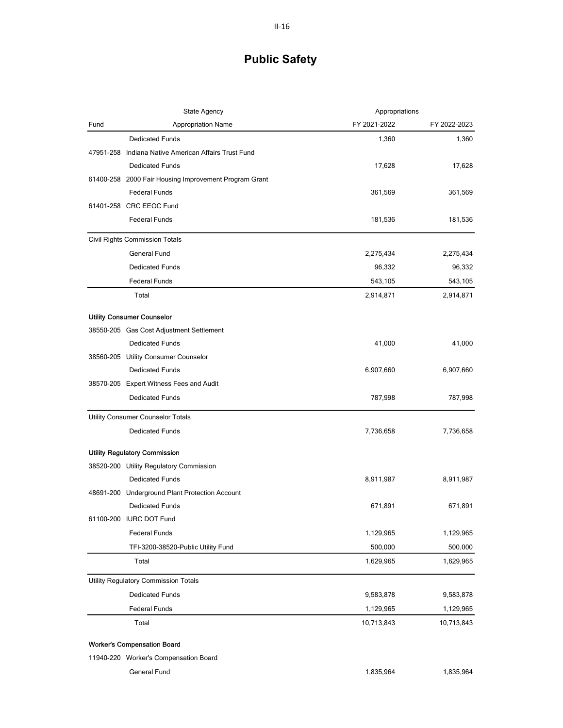# Public Safety

| Fund | State Agency / Appropriation Name | Appropriations FY 2021-2022 | FY 2022-2023 |
|---|---|---|---|
| | Dedicated Funds | 1,360 | 1,360 |
| 47951-258 | Indiana Native American Affairs Trust Fund | | |
| | Dedicated Funds | 17,628 | 17,628 |
| 61400-258 | 2000 Fair Housing Improvement Program Grant | | |
| | Federal Funds | 361,569 | 361,569 |
| 61401-258 | CRC EEOC Fund | | |
| | Federal Funds | 181,536 | 181,536 |
| | **Civil Rights Commission Totals** | | |
| | General Fund | 2,275,434 | 2,275,434 |
| | Dedicated Funds | 96,332 | 96,332 |
| | Federal Funds | 543,105 | 543,105 |
| | Total | 2,914,871 | 2,914,871 |
| | **Utility Consumer Counselor** | | |
| 38550-205 | Gas Cost Adjustment Settlement | | |
| | Dedicated Funds | 41,000 | 41,000 |
| 38560-205 | Utility Consumer Counselor | | |
| | Dedicated Funds | 6,907,660 | 6,907,660 |
| 38570-205 | Expert Witness Fees and Audit | | |
| | Dedicated Funds | 787,998 | 787,998 |
| | **Utility Consumer Counselor Totals** | | |
| | Dedicated Funds | 7,736,658 | 7,736,658 |
| | **Utility Regulatory Commission** | | |
| 38520-200 | Utility Regulatory Commission | | |
| | Dedicated Funds | 8,911,987 | 8,911,987 |
| 48691-200 | Underground Plant Protection Account | | |
| | Dedicated Funds | 671,891 | 671,891 |
| 61100-200 | IURC DOT Fund | | |
| | Federal Funds | 1,129,965 | 1,129,965 |
| | TFI-3200-38520-Public Utility Fund | 500,000 | 500,000 |
| | Total | 1,629,965 | 1,629,965 |
| | **Utility Regulatory Commission Totals** | | |
| | Dedicated Funds | 9,583,878 | 9,583,878 |
| | Federal Funds | 1,129,965 | 1,129,965 |
| | Total | 10,713,843 | 10,713,843 |
| | **Worker's Compensation Board** | | |
| 11940-220 | Worker's Compensation Board | | |
| | General Fund | 1,835,964 | 1,835,964 |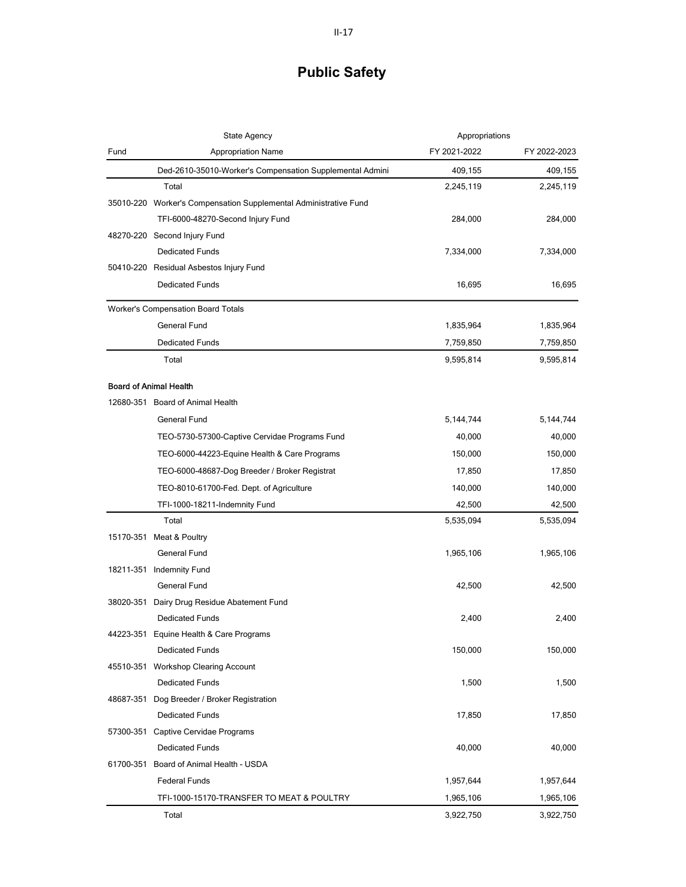# Public Safety

| Fund | State Agency / Appropriation Name | Appropriations FY 2021-2022 | FY 2022-2023 |
|---|---|---|---|
| | Ded-2610-35010-Worker's Compensation Supplemental Admini | 409,155 | 409,155 |
| | Total | 2,245,119 | 2,245,119 |
| 35010-220 | Worker's Compensation Supplemental Administrative Fund | | |
| | TFI-6000-48270-Second Injury Fund | 284,000 | 284,000 |
| 48270-220 | Second Injury Fund | | |
| | Dedicated Funds | 7,334,000 | 7,334,000 |
| 50410-220 | Residual Asbestos Injury Fund | | |
| | Dedicated Funds | 16,695 | 16,695 |
| Worker's Compensation Board Totals | | | |
| | General Fund | 1,835,964 | 1,835,964 |
| | Dedicated Funds | 7,759,850 | 7,759,850 |
| | Total | 9,595,814 | 9,595,814 |
| **Board of Animal Health** | | | |
| 12680-351 | Board of Animal Health | | |
| | General Fund | 5,144,744 | 5,144,744 |
| | TEO-5730-57300-Captive Cervidae Programs Fund | 40,000 | 40,000 |
| | TEO-6000-44223-Equine Health & Care Programs | 150,000 | 150,000 |
| | TEO-6000-48687-Dog Breeder / Broker Registrat | 17,850 | 17,850 |
| | TEO-8010-61700-Fed. Dept. of Agriculture | 140,000 | 140,000 |
| | TFI-1000-18211-Indemnity Fund | 42,500 | 42,500 |
| | Total | 5,535,094 | 5,535,094 |
| 15170-351 | Meat & Poultry | | |
| | General Fund | 1,965,106 | 1,965,106 |
| 18211-351 | Indemnity Fund | | |
| | General Fund | 42,500 | 42,500 |
| 38020-351 | Dairy Drug Residue Abatement Fund | | |
| | Dedicated Funds | 2,400 | 2,400 |
| 44223-351 | Equine Health & Care Programs | | |
| | Dedicated Funds | 150,000 | 150,000 |
| 45510-351 | Workshop Clearing Account | | |
| | Dedicated Funds | 1,500 | 1,500 |
| 48687-351 | Dog Breeder / Broker Registration | | |
| | Dedicated Funds | 17,850 | 17,850 |
| 57300-351 | Captive Cervidae Programs | | |
| | Dedicated Funds | 40,000 | 40,000 |
| 61700-351 | Board of Animal Health - USDA | | |
| | Federal Funds | 1,957,644 | 1,957,644 |
| | TFI-1000-15170-TRANSFER TO MEAT & POULTRY | 1,965,106 | 1,965,106 |
| | Total | 3,922,750 | 3,922,750 |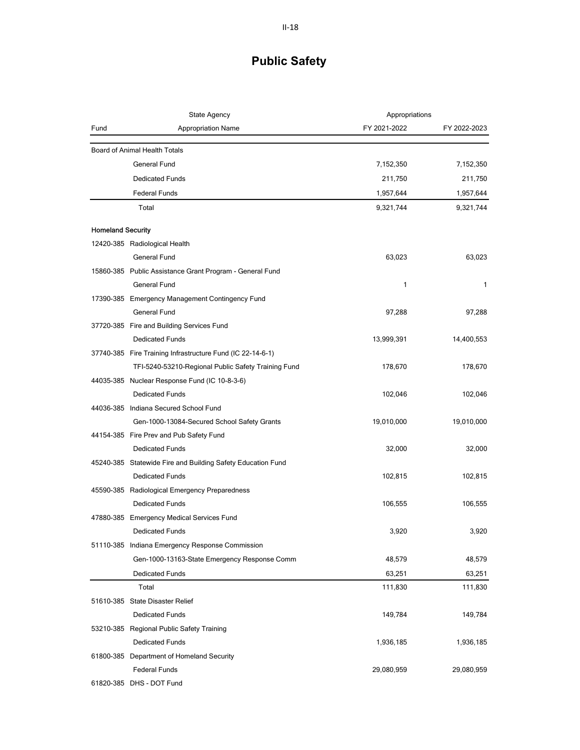# Public Safety

| Fund | State Agency / Appropriation Name | Appropriations FY 2021-2022 | FY 2022-2023 |
|---|---|---|---|
| | Board of Animal Health Totals | | |
| | General Fund | 7,152,350 | 7,152,350 |
| | Dedicated Funds | 211,750 | 211,750 |
| | Federal Funds | 1,957,644 | 1,957,644 |
| | Total | 9,321,744 | 9,321,744 |
| **Homeland Security** | | | |
| 12420-385 | Radiological Health | | |
| | General Fund | 63,023 | 63,023 |
| 15860-385 | Public Assistance Grant Program - General Fund | | |
| | General Fund | 1 | 1 |
| 17390-385 | Emergency Management Contingency Fund | | |
| | General Fund | 97,288 | 97,288 |
| 37720-385 | Fire and Building Services Fund | | |
| | Dedicated Funds | 13,999,391 | 14,400,553 |
| 37740-385 | Fire Training Infrastructure Fund (IC 22-14-6-1) | | |
| | TFI-5240-53210-Regional Public Safety Training Fund | 178,670 | 178,670 |
| 44035-385 | Nuclear Response Fund (IC 10-8-3-6) | | |
| | Dedicated Funds | 102,046 | 102,046 |
| 44036-385 | Indiana Secured School Fund | | |
| | Gen-1000-13084-Secured School Safety Grants | 19,010,000 | 19,010,000 |
| 44154-385 | Fire Prev and Pub Safety Fund | | |
| | Dedicated Funds | 32,000 | 32,000 |
| 45240-385 | Statewide Fire and Building Safety Education Fund | | |
| | Dedicated Funds | 102,815 | 102,815 |
| 45590-385 | Radiological Emergency Preparedness | | |
| | Dedicated Funds | 106,555 | 106,555 |
| 47880-385 | Emergency Medical Services Fund | | |
| | Dedicated Funds | 3,920 | 3,920 |
| 51110-385 | Indiana Emergency Response Commission | | |
| | Gen-1000-13163-State Emergency Response Comm | 48,579 | 48,579 |
| | Dedicated Funds | 63,251 | 63,251 |
| | Total | 111,830 | 111,830 |
| 51610-385 | State Disaster Relief | | |
| | Dedicated Funds | 149,784 | 149,784 |
| 53210-385 | Regional Public Safety Training | | |
| | Dedicated Funds | 1,936,185 | 1,936,185 |
| 61800-385 | Department of Homeland Security | | |
| | Federal Funds | 29,080,959 | 29,080,959 |
| 61820-385 | DHS - DOT Fund | | |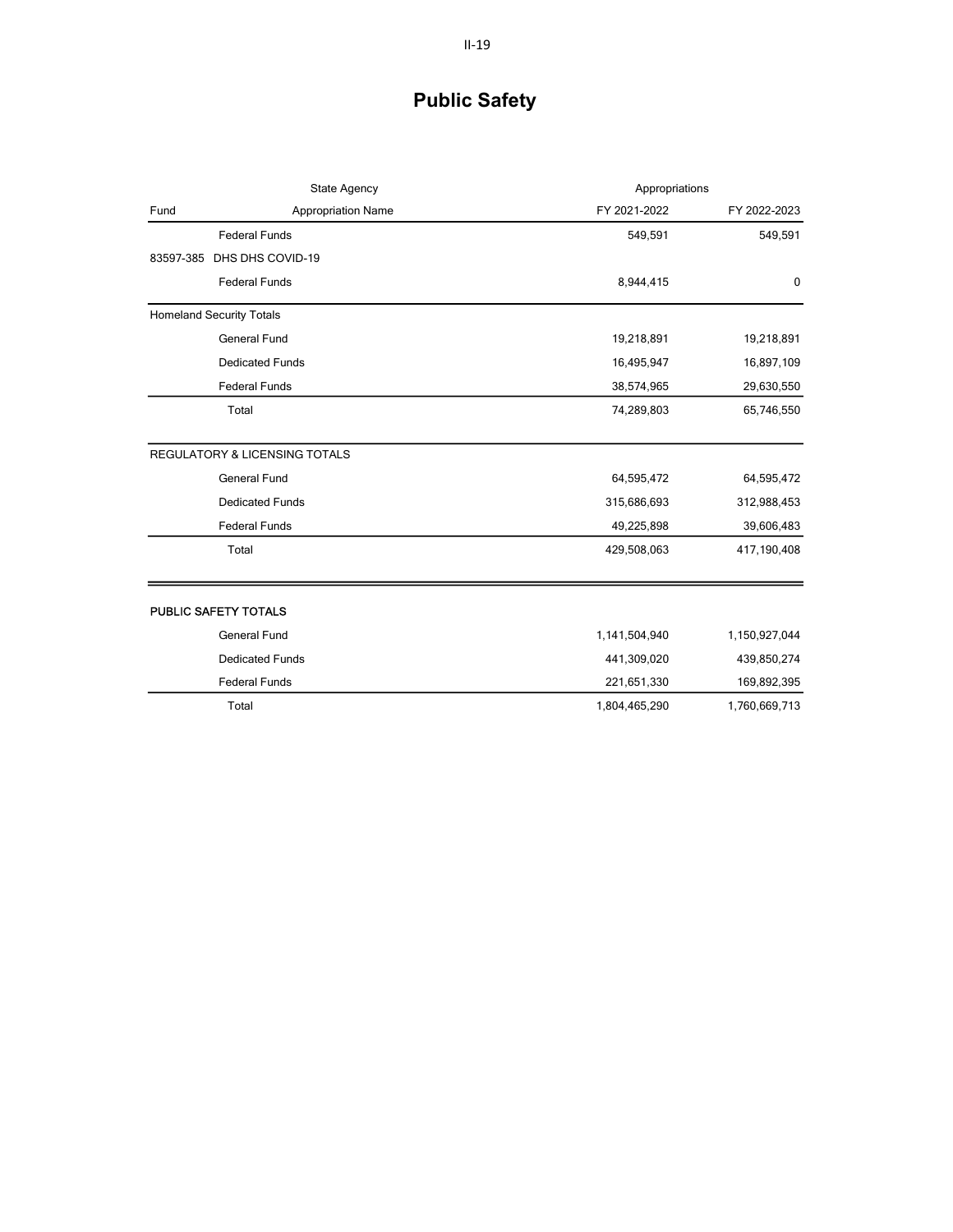# Public Safety

| State Agency | | Appropriations | |
|---|---|---|---|
| Fund | Appropriation Name | FY 2021-2022 | FY 2022-2023 |
| | Federal Funds | 549,591 | 549,591 |
| 83597-385 | DHS DHS COVID-19 | | |
| | Federal Funds | 8,944,415 | 0 |
| Homeland Security Totals | | | |
| | General Fund | 19,218,891 | 19,218,891 |
| | Dedicated Funds | 16,495,947 | 16,897,109 |
| | Federal Funds | 38,574,965 | 29,630,550 |
| | Total | 74,289,803 | 65,746,550 |
| REGULATORY & LICENSING TOTALS | | | |
| | General Fund | 64,595,472 | 64,595,472 |
| | Dedicated Funds | 315,686,693 | 312,988,453 |
| | Federal Funds | 49,225,898 | 39,606,483 |
| | Total | 429,508,063 | 417,190,408 |
| PUBLIC SAFETY TOTALS | | | |
| | General Fund | 1,141,504,940 | 1,150,927,044 |
| | Dedicated Funds | 441,309,020 | 439,850,274 |
| | Federal Funds | 221,651,330 | 169,892,395 |
| | Total | 1,804,465,290 | 1,760,669,713 |